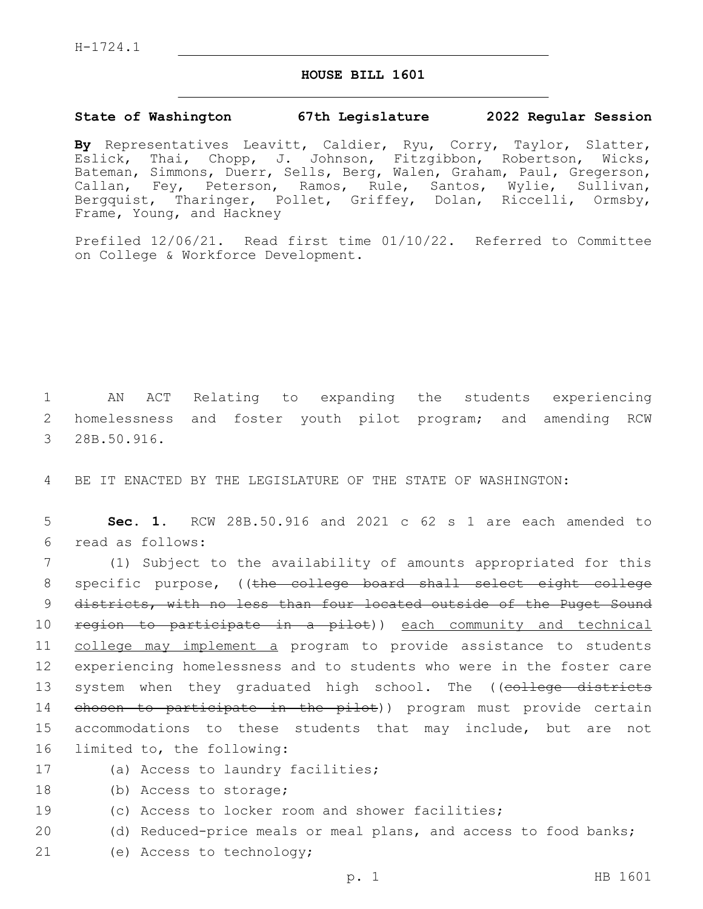H-1724.1

# HOUSE BILL 1601

**State of Washington 67th Legislature 2022 Regular Session**

**By** Representatives Leavitt, Caldier, Ryu, Corry, Taylor, Slatter, Eslick, Thai, Chopp, J. Johnson, Fitzgibbon, Robertson, Wicks, Bateman, Simmons, Duerr, Sells, Berg, Walen, Graham, Paul, Gregerson, Callan, Fey, Peterson, Ramos, Rule, Santos, Wylie, Sullivan, Bergquist, Tharinger, Pollet, Griffey, Dolan, Riccelli, Ormsby, Frame, Young, and Hackney

Prefiled 12/06/21. Read first time 01/10/22. Referred to Committee on College & Workforce Development.

AN ACT Relating to expanding the students experiencing homelessness and foster youth pilot program; and amending RCW 28B.50.916.

BE IT ENACTED BY THE LEGISLATURE OF THE STATE OF WASHINGTON:

**Sec. 1.** RCW 28B.50.916 and 2021 c 62 s 1 are each amended to read as follows:

(1) Subject to the availability of amounts appropriated for this specific purpose, ((~~the college board shall select eight college districts, with no less than four located outside of the Puget Sound region to participate in a pilot~~)) <u>each community and technical college may implement a</u> program to provide assistance to students experiencing homelessness and to students who were in the foster care system when they graduated high school. The ((~~college districts chosen to participate in the pilot~~)) program must provide certain accommodations to these students that may include, but are not limited to, the following:

(a) Access to laundry facilities;

(b) Access to storage;

(c) Access to locker room and shower facilities;

(d) Reduced-price meals or meal plans, and access to food banks;

(e) Access to technology;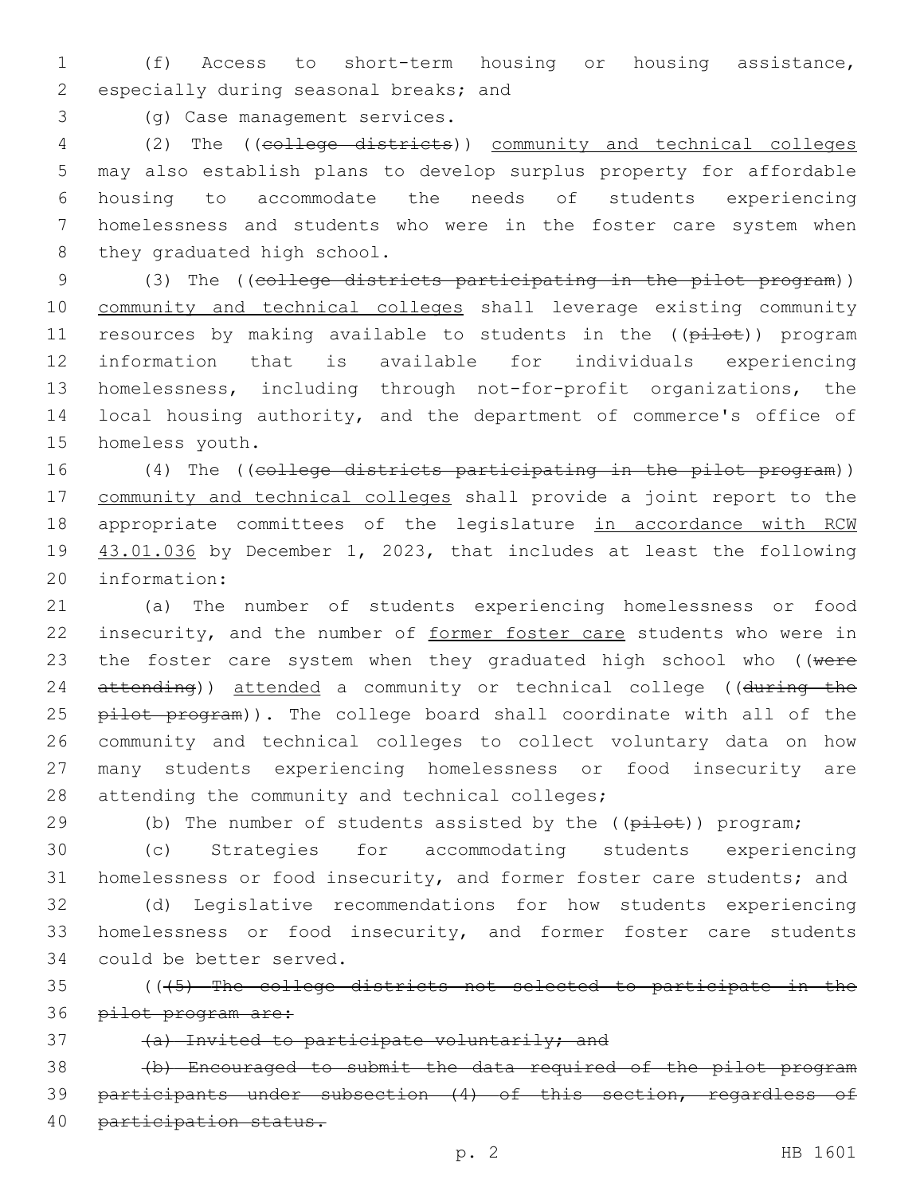(f) Access to short-term housing or housing assistance, especially during seasonal breaks; and

(g) Case management services.

(2) The ((~~college districts~~)) <u>community and technical colleges</u> may also establish plans to develop surplus property for affordable housing to accommodate the needs of students experiencing homelessness and students who were in the foster care system when they graduated high school.

(3) The ((~~college districts participating in the pilot program~~)) <u>community and technical colleges</u> shall leverage existing community resources by making available to students in the ((~~pilot~~)) program information that is available for individuals experiencing homelessness, including through not-for-profit organizations, the local housing authority, and the department of commerce's office of homeless youth.

(4) The ((~~college districts participating in the pilot program~~)) <u>community and technical colleges</u> shall provide a joint report to the appropriate committees of the legislature <u>in accordance with RCW 43.01.036</u> by December 1, 2023, that includes at least the following information:

(a) The number of students experiencing homelessness or food insecurity, and the number of <u>former foster care</u> students who were in the foster care system when they graduated high school who ((~~were attending~~)) <u>attended</u> a community or technical college ((~~during the pilot program~~)). The college board shall coordinate with all of the community and technical colleges to collect voluntary data on how many students experiencing homelessness or food insecurity are attending the community and technical colleges;

(b) The number of students assisted by the ((~~pilot~~)) program;

(c) Strategies for accommodating students experiencing homelessness or food insecurity, and former foster care students; and

(d) Legislative recommendations for how students experiencing homelessness or food insecurity, and former foster care students could be better served.

((~~(5) The college districts not selected to participate in the pilot program are:~~

~~(a) Invited to participate voluntarily; and~~

~~(b) Encouraged to submit the data required of the pilot program participants under subsection (4) of this section, regardless of participation status.~~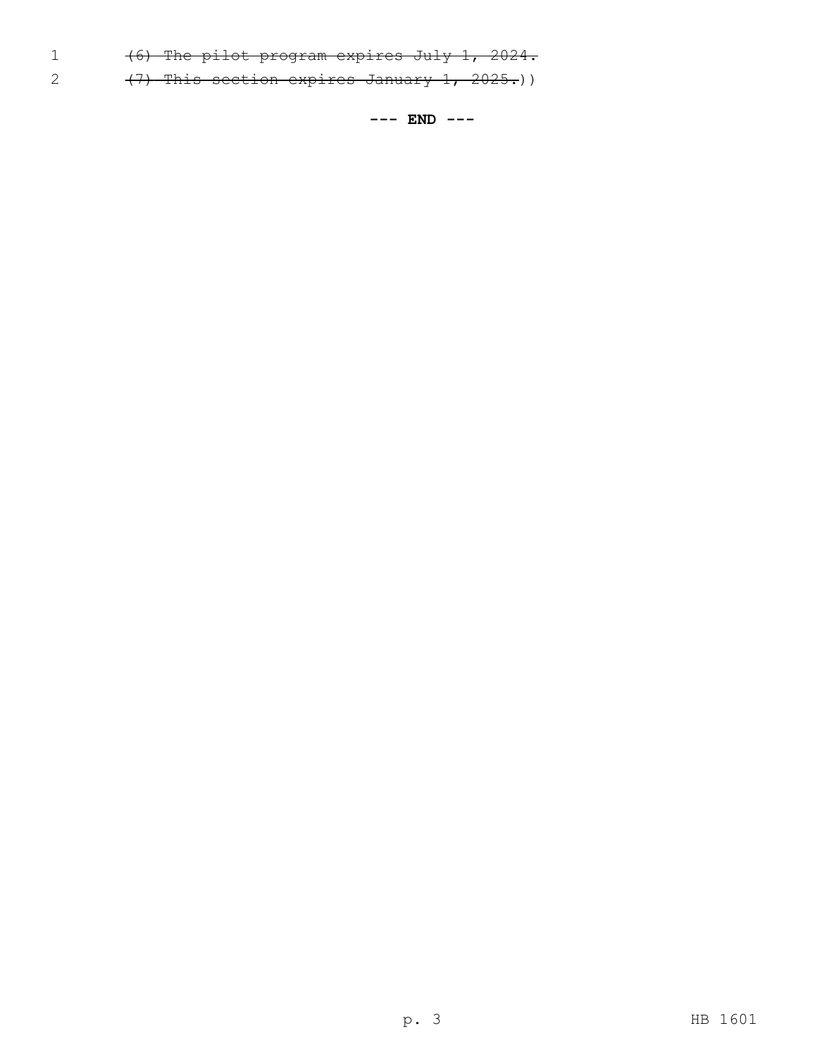~~(6) The pilot program expires July 1, 2024.~~

~~(7) This section expires January 1, 2025.~~))

**--- END ---**